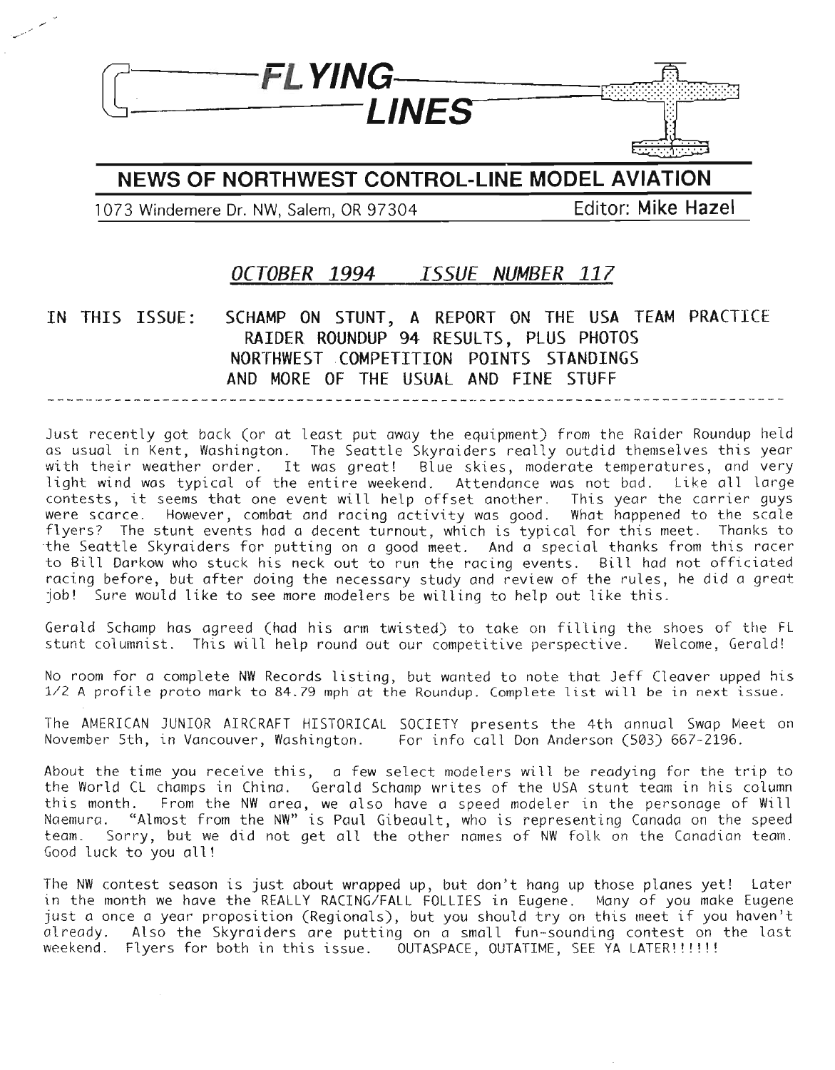# FLYING LINES

## NEWS OF NORTHWEST CONTROL-LINE MODEL AVIATION

1073 Windemere Dr. NW, Salem, OR 97304 — Editor: **Mike Hazel**

### *OCTOBER 1994 ISSUE NUMBER 117*

IN THIS ISSUE: SCHAMP ON STUNT, A REPORT ON THE USA TEAM PRACTICE
RAIDER ROUNDUP 94 RESULTS, PLUS PHOTOS
NORTHWEST COMPETITION POINTS STANDINGS
AND MORE OF THE USUAL AND FINE STUFF

---

Just recently got back (or at least put away the equipment) from the Raider Roundup held as usual in Kent, Washington. The Seattle Skyraiders really outdid themselves this year with their weather order. It was great! Blue skies, moderate temperatures, and very light wind was typical of the entire weekend. Attendance was not bad. Like all large contests, it seems that one event will help offset another. This year the carrier guys were scarce. However, combat and racing activity was good. What happened to the scale flyers? The stunt events had a decent turnout, which is typical for this meet. Thanks to the Seattle Skyraiders for putting on a good meet. And a special thanks from this racer to Bill Darkow who stuck his neck out to run the racing events. Bill had not officiated racing before, but after doing the necessary study and review of the rules, he did a great job! Sure would like to see more modelers be willing to help out like this.

Gerald Schamp has agreed (had his arm twisted) to take on filling the shoes of the FL stunt columnist. This will help round out our competitive perspective. Welcome, Gerald!

No room for a complete NW Records listing, but wanted to note that Jeff Cleaver upped his 1/2 A profile proto mark to 84.79 mph at the Roundup. Complete list will be in next issue.

The AMERICAN JUNIOR AIRCRAFT HISTORICAL SOCIETY presents the 4th annual Swap Meet on November 5th, in Vancouver, Washington. For info call Don Anderson (503) 667-2196.

About the time you receive this, a few select modelers will be readying for the trip to the World CL champs in China. Gerald Schamp writes of the USA stunt team in his column this month. From the NW area, we also have a speed modeler in the personage of Will Naemura. "Almost from the NW" is Paul Gibeault, who is representing Canada on the speed team. Sorry, but we did not get all the other names of NW folk on the Canadian team. Good luck to you all!

The NW contest season is just about wrapped up, but don't hang up those planes yet! Later in the month we have the REALLY RACING/FALL FOLLIES in Eugene. Many of you make Eugene just a once a year proposition (Regionals), but you should try on this meet if you haven't already. Also the Skyraiders are putting on a small fun-sounding contest on the last weekend. Flyers for both in this issue. OUTASPACE, OUTATIME, SEE YA LATER!!!!!!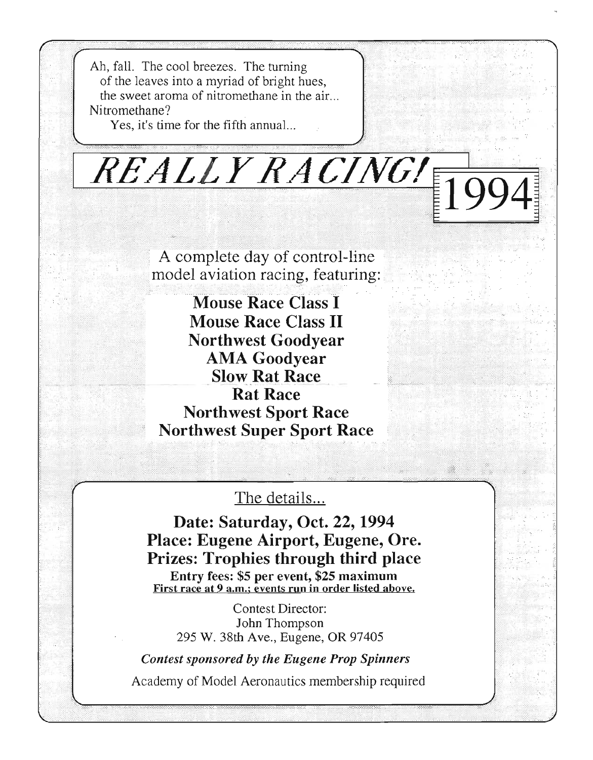Ah, fall. The cool breezes. The turning of the leaves into a myriad of bright hues, the sweet aroma of nitromethane in the air... Nitromethane?

Yes, it's time for the fifth annual...

# *REALLY RACING!* 1994

A complete day of control-line model aviation racing, featuring:

**Mouse Race Class I**
**Mouse Race Class II**
**Northwest Goodyear**
**AMA Goodyear**
**Slow Rat Race**
**Rat Race**
**Northwest Sport Race**
**Northwest Super Sport Race**

The details...

**Date: Saturday, Oct. 22, 1994**
**Place: Eugene Airport, Eugene, Ore.**
**Prizes: Trophies through third place**
**Entry fees: $5 per event, $25 maximum**
**First race at 9 a.m.; events run in order listed above.**

Contest Director:
John Thompson
295 W. 38th Ave., Eugene, OR 97405

***Contest sponsored by the Eugene Prop Spinners***

Academy of Model Aeronautics membership required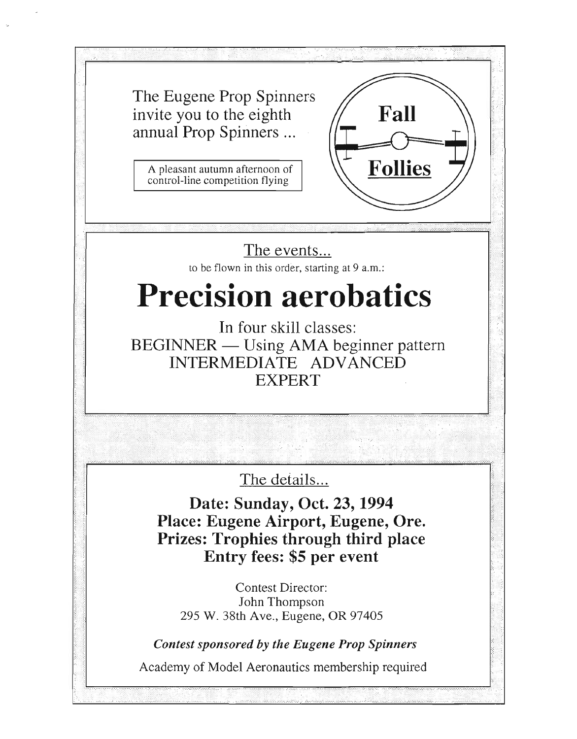The Eugene Prop Spinners invite you to the eighth annual Prop Spinners ...

A pleasant autumn afternoon of control-line competition flying

**Fall Follies**

The events...

to be flown in this order, starting at 9 a.m.:

# Precision aerobatics

In four skill classes:

BEGINNER — Using AMA beginner pattern

INTERMEDIATE ADVANCED

EXPERT

The details...

**Date: Sunday, Oct. 23, 1994**

**Place: Eugene Airport, Eugene, Ore.**

**Prizes: Trophies through third place**

**Entry fees: $5 per event**

Contest Director:
John Thompson
295 W. 38th Ave., Eugene, OR 97405

***Contest sponsored by the Eugene Prop Spinners***

Academy of Model Aeronautics membership required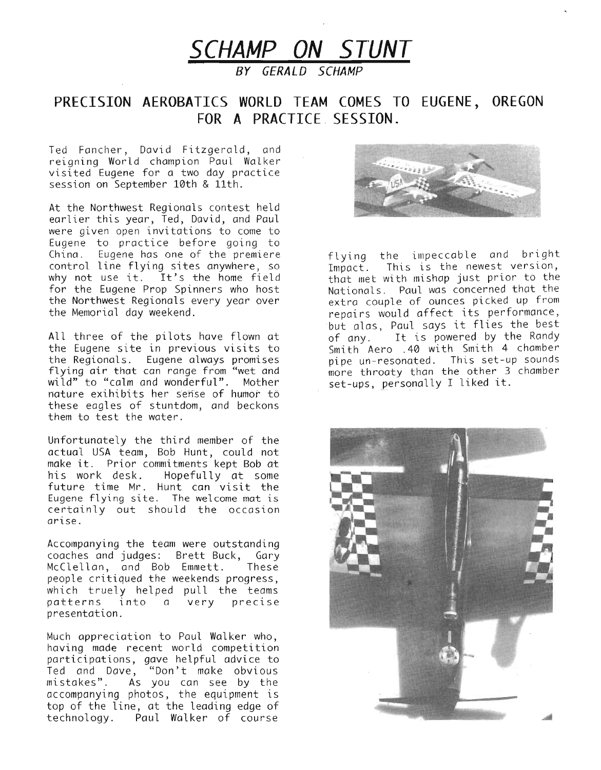# SCHAMP ON STUNT

*BY GERALD SCHAMP*

## PRECISION AEROBATICS WORLD TEAM COMES TO EUGENE, OREGON FOR A PRACTICE SESSION.

Ted Fancher, David Fitzgerald, and reigning World champion Paul Walker visited Eugene for a two day practice session on September 10th & 11th.

At the Northwest Regionals contest held earlier this year, Ted, David, and Paul were given open invitations to come to Eugene to practice before going to China. Eugene has one of the premiere control line flying sites anywhere, so why not use it. It's the home field for the Eugene Prop Spinners who host the Northwest Regionals every year over the Memorial day weekend.

All three of the pilots have flown at the Eugene site in previous visits to the Regionals. Eugene always promises flying air that can range from "wet and wild" to "calm and wonderful". Mother nature exihibits her sense of humor to these eagles of stuntdom, and beckons them to test the water.

Unfortunately the third member of the actual USA team, Bob Hunt, could not make it. Prior commitments kept Bob at his work desk. Hopefully at some future time Mr. Hunt can visit the Eugene flying site. The welcome mat is certainly out should the occasion arise.

Accompanying the team were outstanding coaches and judges: Brett Buck, Gary McClellan, and Bob Emmett. These people critiqued the weekends progress, which truely helped pull the teams patterns into a very precise presentation.

Much appreciation to Paul Walker who, having made recent world competition participations, gave helpful advice to Ted and Dave, "Don't make obvious mistakes". As you can see by the accompanying photos, the equipment is top of the line, at the leading edge of technology. Paul Walker of course flying the impeccable and bright Impact. This is the newest version, that met with mishap just prior to the Nationals. Paul was concerned that the extra couple of ounces picked up from repairs would affect its performance, but alas, Paul says it flies the best of any. It is powered by the Randy Smith Aero .40 with Smith 4 chamber pipe un-resonated. This set-up sounds more throaty than the other 3 chamber set-ups, personally I liked it.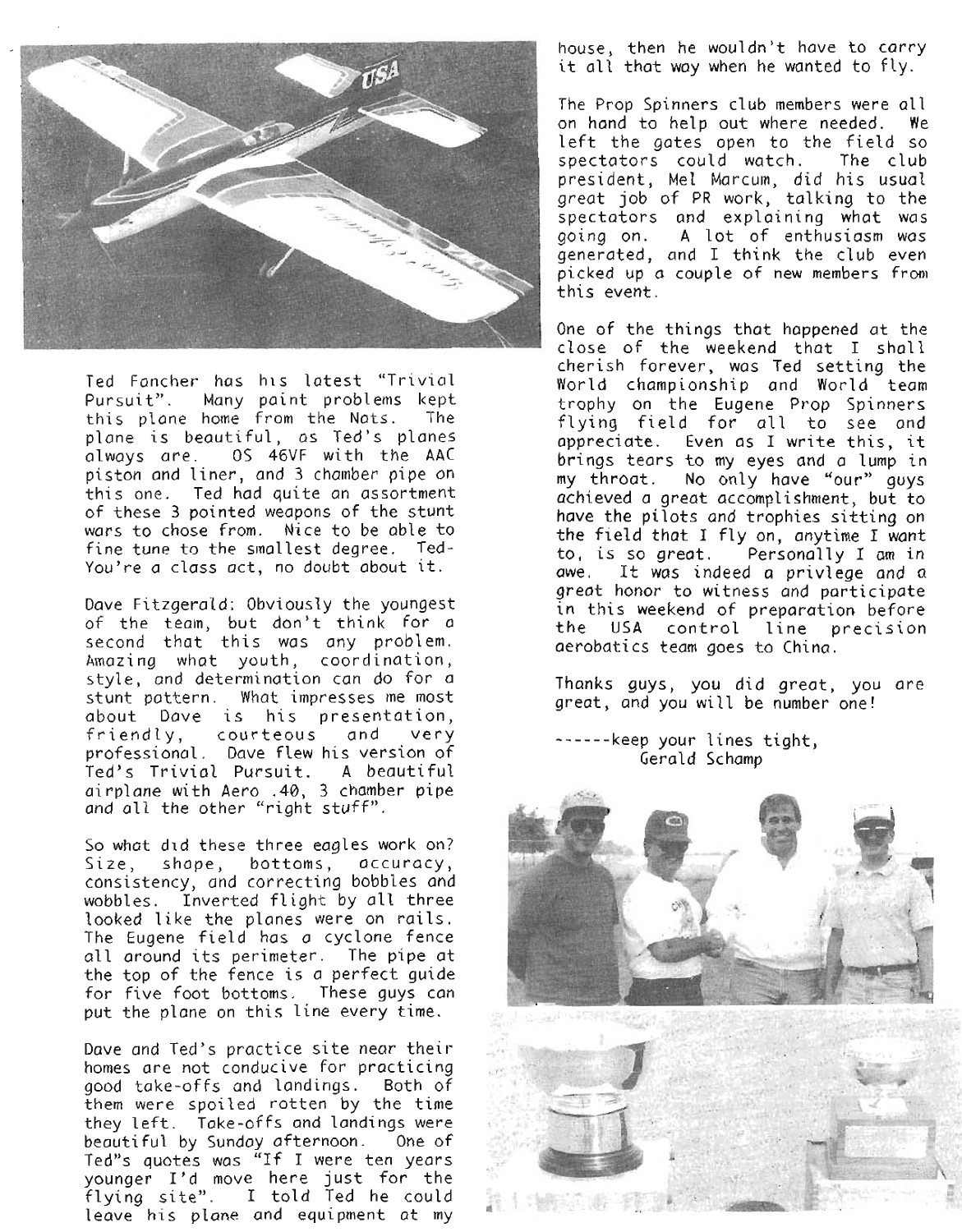Ted Fancher has his latest "Trivial Pursuit". Many paint problems kept this plane home from the Nats. The plane is beautiful, as Ted's planes always are. OS 46VF with the AAC piston and liner, and 3 chamber pipe on this one. Ted had quite an assortment of these 3 pointed weapons of the stunt wars to chose from. Nice to be able to fine tune to the smallest degree. Ted- You're a class act, no doubt about it.

Dave Fitzgerald: Obviously the youngest of the team, but don't think for a second that this was any problem. Amazing what youth, coordination, style, and determination can do for a stunt pattern. What impresses me most about Dave is his presentation, friendly, courteous and very professional. Dave flew his version of Ted's Trivial Pursuit. A beautiful airplane with Aero .40, 3 chamber pipe and all the other "right stuff".

So what did these three eagles work on? Size, shape, bottoms, accuracy, consistency, and correcting bobbles and wobbles. Inverted flight by all three looked like the planes were on rails. The Eugene field has a cyclone fence all around its perimeter. The pipe at the top of the fence is a perfect guide for five foot bottoms. These guys can put the plane on this line every time.

Dave and Ted's practice site near their homes are not conducive for practicing good take-offs and landings. Both of them were spoiled rotten by the time they left. Take-offs and landings were beautiful by Sunday afternoon. One of Ted"s quotes was "If I were ten years younger I'd move here just for the flying site". I told Ted he could leave his plane and equipment at my house, then he wouldn't have to carry it all that way when he wanted to fly.

The Prop Spinners club members were all on hand to help out where needed. We left the gates open to the field so spectators could watch. The club president, Mel Marcum, did his usual great job of PR work, talking to the spectators and explaining what was going on. A lot of enthusiasm was generated, and I think the club even picked up a couple of new members from this event.

One of the things that happened at the close of the weekend that I shall cherish forever, was Ted setting the World championship and World team trophy on the Eugene Prop Spinners flying field for all to see and appreciate. Even as I write this, it brings tears to my eyes and a lump in my throat. No only have "our" guys achieved a great accomplishment, but to have the pilots and trophies sitting on the field that I fly on, anytime I want to, is so great. Personally I am in awe. It was indeed a privlege and a great honor to witness and participate in this weekend of preparation before the USA control line precision aerobatics team goes to China.

Thanks guys, you did great, you are great, and you will be number one!

------keep your lines tight,
Gerald Schamp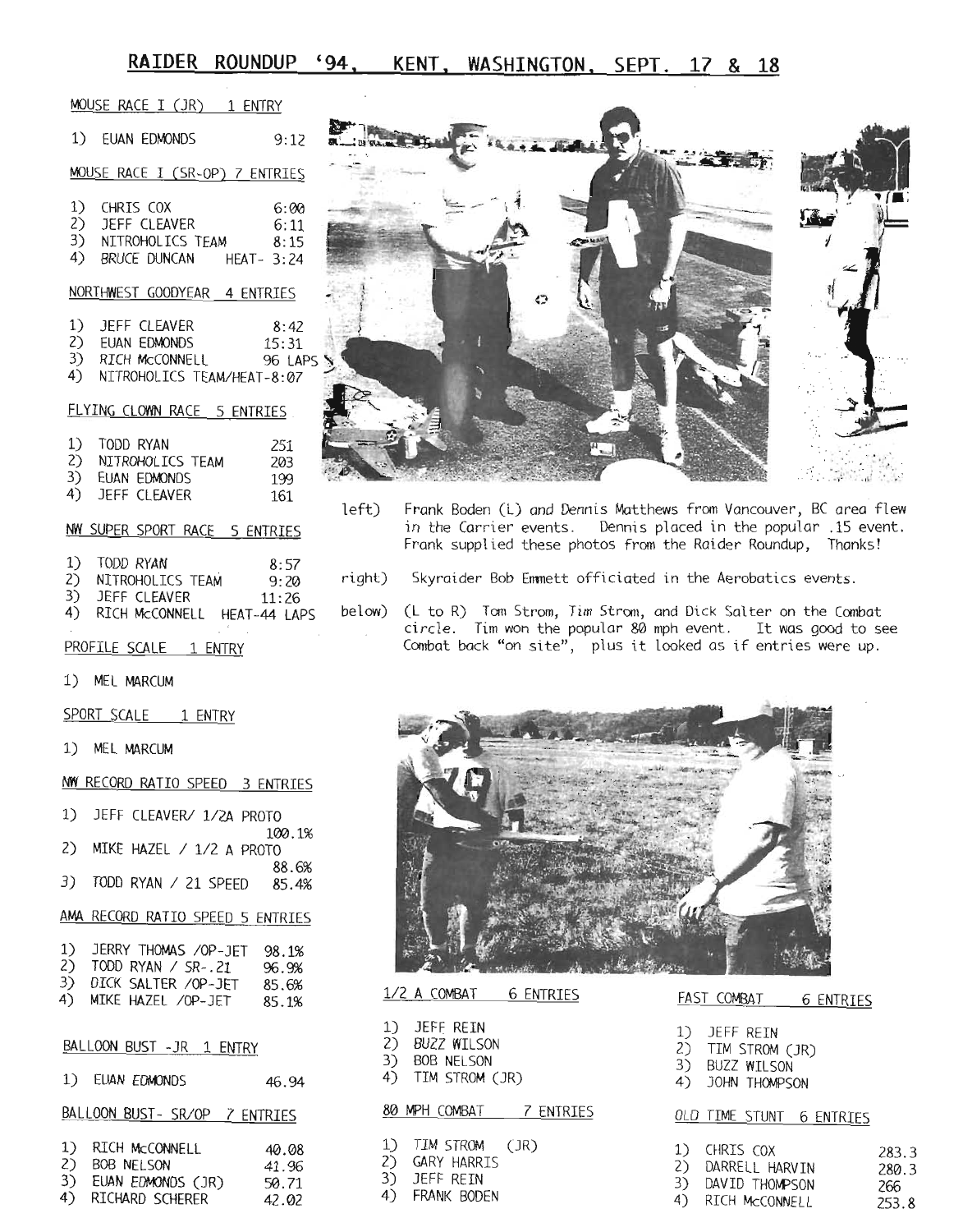## RAIDER ROUNDUP '94, KENT, WASHINGTON, SEPT. 17 & 18

MOUSE RACE I (JR) 1 ENTRY

1) EUAN EDMONDS 9:12

MOUSE RACE I (SR-OP) 7 ENTRIES

1) CHRIS COX 6:00
2) JEFF CLEAVER 6:11
3) NITROHOLICS TEAM 8:15
4) BRUCE DUNCAN HEAT- 3:24

NORTHWEST GOODYEAR 4 ENTRIES

1) JEFF CLEAVER 8:42
2) EUAN EDMONDS 15:31
3) RICH McCONNELL 96 LAPS
4) NITROHOLICS TEAM/HEAT-8:07

FLYING CLOWN RACE 5 ENTRIES

1) TODD RYAN 251
2) NITROHOLICS TEAM 203
3) EUAN EDMONDS 199
4) JEFF CLEAVER 161

NW SUPER SPORT RACE 5 ENTRIES

1) TODD RYAN 8:57
2) NITROHOLICS TEAM 9:20
3) JEFF CLEAVER 11:26
4) RICH McCONNELL HEAT-44 LAPS

PROFILE SCALE 1 ENTRY

1) MEL MARCUM

SPORT SCALE 1 ENTRY

1) MEL MARCUM

NW RECORD RATIO SPEED 3 ENTRIES

1) JEFF CLEAVER/ 1/2A PROTO 100.1%
2) MIKE HAZEL / 1/2 A PROTO 88.6%
3) TODD RYAN / 21 SPEED 85.4%

AMA RECORD RATIO SPEED 5 ENTRIES

1) JERRY THOMAS /OP-JET 98.1%
2) TODD RYAN / SR-.21 96.9%
3) DICK SALTER /OP-JET 85.6%
4) MIKE HAZEL /OP-JET 85.1%

BALLOON BUST -JR 1 ENTRY

1) EUAN EDMONDS 46.94

BALLOON BUST- SR/OP 7 ENTRIES

1) RICH McCONNELL 40.08
2) BOB NELSON 41.96
3) EUAN EDMONDS (JR) 50.71
4) RICHARD SCHERER 42.02

left) Frank Boden (L) and Dennis Matthews from Vancouver, BC area flew in the Carrier events. Dennis placed in the popular .15 event. Frank supplied these photos from the Raider Roundup, Thanks!

right) Skyraider Bob Emmett officiated in the Aerobatics events.

below) (L to R) Tom Strom, Tim Strom, and Dick Salter on the Combat circle. Tim won the popular 80 mph event. It was good to see Combat back "on site", plus it looked as if entries were up.

1/2 A COMBAT 6 ENTRIES

1) JEFF REIN
2) BUZZ WILSON
3) BOB NELSON
4) TIM STROM (JR)

80 MPH COMBAT 7 ENTRIES

1) TIM STROM (JR)
2) GARY HARRIS
3) JEFF REIN
4) FRANK BODEN

FAST COMBAT 6 ENTRIES

1) JEFF REIN
2) TIM STROM (JR)
3) BUZZ WILSON
4) JOHN THOMPSON

OLD TIME STUNT 6 ENTRIES

1) CHRIS COX 283.3
2) DARRELL HARVIN 280.3
3) DAVID THOMPSON 266
4) RICH McCONNELL 253.8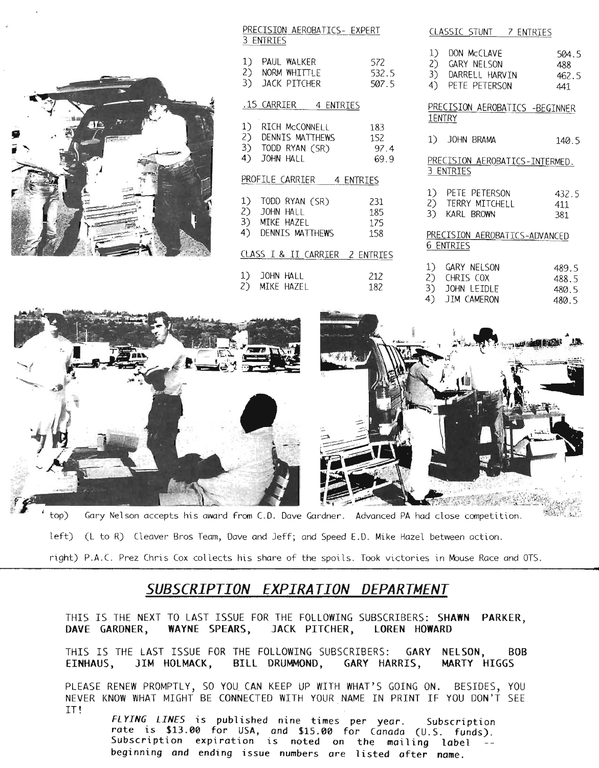PRECISION AEROBATICS- EXPERT
3 ENTRIES

| | | |
|---|---|---|
| 1) | PAUL WALKER | 572 |
| 2) | NORM WHITTLE | 532.5 |
| 3) | JACK PITCHER | 507.5 |

.15 CARRIER 4 ENTRIES

| | | |
|---|---|---|
| 1) | RICH McCONNELL | 183 |
| 2) | DENNIS MATTHEWS | 152 |
| 3) | TODD RYAN (SR) | 97.4 |
| 4) | JOHN HALL | 69.9 |

PROFILE CARRIER 4 ENTRIES

| | | |
|---|---|---|
| 1) | TODD RYAN (SR) | 231 |
| 2) | JOHN HALL | 185 |
| 3) | MIKE HAZEL | 175 |
| 4) | DENNIS MATTHEWS | 158 |

CLASS I & II CARRIER 2 ENTRIES

| | | |
|---|---|---|
| 1) | JOHN HALL | 212 |
| 2) | MIKE HAZEL | 182 |

CLASSIC STUNT 7 ENTRIES

| | | |
|---|---|---|
| 1) | DON McCLAVE | 504.5 |
| 2) | GARY NELSON | 488 |
| 3) | DARRELL HARVIN | 462.5 |
| 4) | PETE PETERSON | 441 |

PRECISION AEROBATICS -BEGINNER
1ENTRY

| | | |
|---|---|---|
| 1) | JOHN BRAMA | 140.5 |

PRECISION AEROBATICS-INTERMED.
3 ENTRIES

| | | |
|---|---|---|
| 1) | PETE PETERSON | 432.5 |
| 2) | TERRY MITCHELL | 411 |
| 3) | KARL BROWN | 381 |

PRECISION AEROBATICS-ADVANCED
6 ENTRIES

| | | |
|---|---|---|
| 1) | GARY NELSON | 489.5 |
| 2) | CHRIS COX | 488.5 |
| 3) | JOHN LEIDLE | 480.5 |
| 4) | JIM CAMERON | 480.5 |

top) Gary Nelson accepts his award from C.D. Dave Gardner. Advanced PA had close competition.

left) (L to R) Cleaver Bros Team, Dave and Jeff; and Speed E.D. Mike Hazel between action.

right) P.A.C. Prez Chris Cox collects his share of the spoils. Took victories in Mouse Race and OTS.

## *SUBSCRIPTION EXPIRATION DEPARTMENT*

THIS IS THE NEXT TO LAST ISSUE FOR THE FOLLOWING SUBSCRIBERS: **SHAWN PARKER, DAVE GARDNER, WAYNE SPEARS, JACK PITCHER, LOREN HOWARD**

THIS IS THE LAST ISSUE FOR THE FOLLOWING SUBSCRIBERS: **GARY NELSON, BOB EINHAUS, JIM HOLMACK, BILL DRUMMOND, GARY HARRIS, MARTY HIGGS**

PLEASE RENEW PROMPTLY, SO YOU CAN KEEP UP WITH WHAT'S GOING ON. BESIDES, YOU NEVER KNOW WHAT MIGHT BE CONNECTED WITH YOUR NAME IN PRINT IF YOU DON'T SEE IT!

**_FLYING LINES_ is published nine times per year. Subscription rate is $13.00 for USA, and $15.00 for Canada (U.S. funds). Subscription expiration is noted on the mailing label -- beginning and ending issue numbers are listed after name.**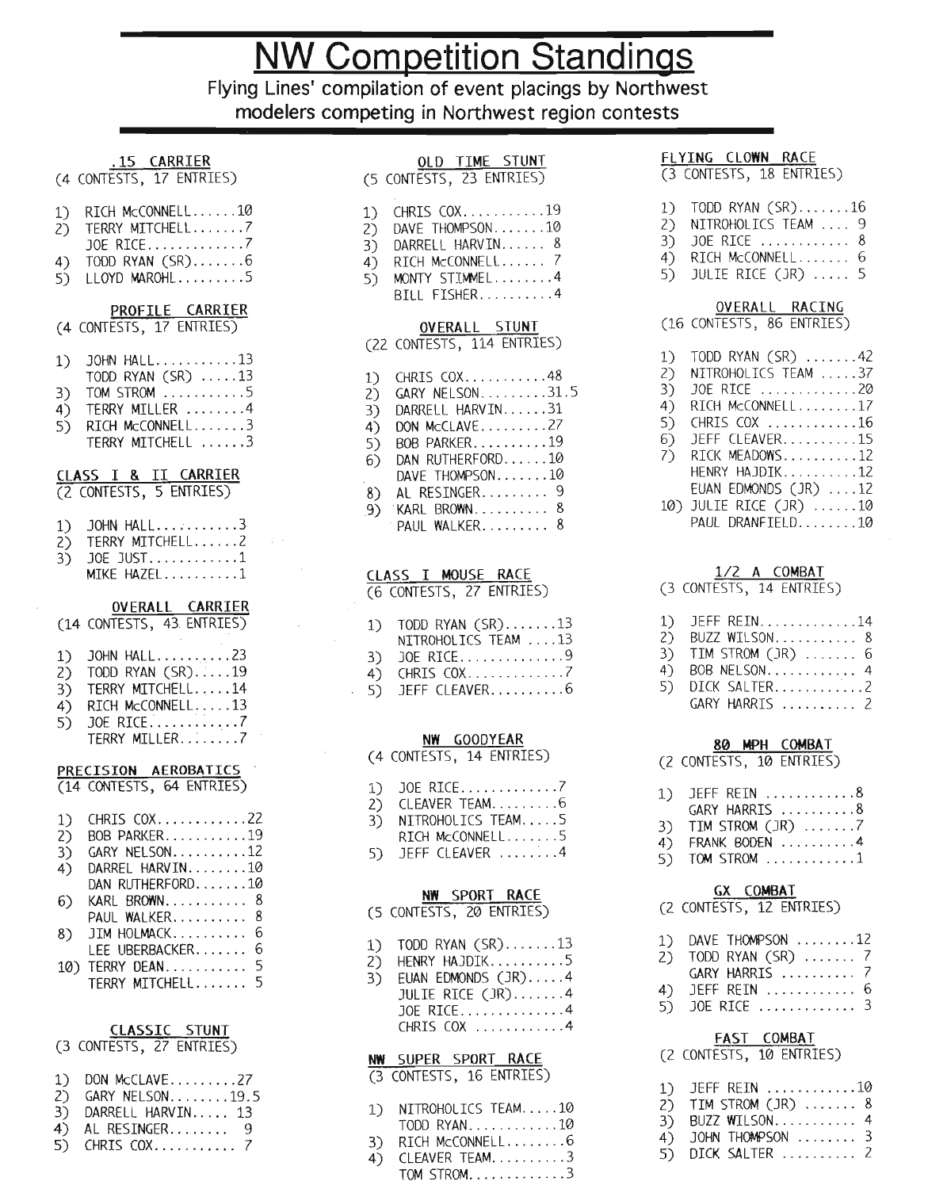# NW Competition Standings

Flying Lines' compilation of event placings by Northwest modelers competing in Northwest region contests

### .15 CARRIER
(4 CONTESTS, 17 ENTRIES)

1) RICH McCONNELL......10
2) TERRY MITCHELL.......7
   JOE RICE............7
4) TODD RYAN (SR).......6
5) LLOYD MAROHL.........5

### PROFILE CARRIER
(4 CONTESTS, 17 ENTRIES)

1) JOHN HALL...........13
   TODD RYAN (SR) .....13
3) TOM STROM ...........5
4) TERRY MILLER ........4
5) RICH McCONNELL.......3
   TERRY MITCHELL ......3

### CLASS I & II CARRIER
(2 CONTESTS, 5 ENTRIES)

1) JOHN HALL...........3
2) TERRY MITCHELL......2
3) JOE JUST............1
   MIKE HAZEL..........1

### OVERALL CARRIER
(14 CONTESTS, 43 ENTRIES)

1) JOHN HALL...........23
2) TODD RYAN (SR).....19
3) TERRY MITCHELL.....14
4) RICH McCONNELL.....13
5) JOE RICE...........7
   TERRY MILLER........7

### PRECISION AEROBATICS
(14 CONTESTS, 64 ENTRIES)

1) CHRIS COX............22
2) BOB PARKER...........19
3) GARY NELSON..........12
4) DARREL HARVIN........10
   DAN RUTHERFORD.......10
6) KARL BROWN........... 8
   PAUL WALKER.......... 8
8) JIM HOLMACK.......... 6
   LEE UBERBACKER....... 6
10) TERRY DEAN........... 5
   TERRY MITCHELL....... 5

### CLASSIC STUNT
(3 CONTESTS, 27 ENTRIES)

1) DON McCLAVE.........27
2) GARY NELSON........19.5
3) DARRELL HARVIN..... 13
4) AL RESINGER........ 9
5) CHRIS COX.......... 7

### OLD TIME STUNT
(5 CONTESTS, 23 ENTRIES)

1) CHRIS COX...........19
2) DAVE THOMPSON.......10
3) DARRELL HARVIN...... 8
4) RICH McCONNELL...... 7
5) MONTY STIMMEL........4
   BILL FISHER..........4

### OVERALL STUNT
(22 CONTESTS, 114 ENTRIES)

1) CHRIS COX...........48
2) GARY NELSON.........31.5
3) DARRELL HARVIN......31
4) DON McCLAVE.........27
5) BOB PARKER..........19
6) DAN RUTHERFORD......10
   DAVE THOMPSON.......10
8) AL RESINGER......... 9
9) KARL BROWN.......... 8
   PAUL WALKER......... 8

### CLASS I MOUSE RACE
(6 CONTESTS, 27 ENTRIES)

1) TODD RYAN (SR).......13
   NITROHOLICS TEAM ....13
3) JOE RICE.............9
4) CHRIS COX............7
5) JEFF CLEAVER.........6

### NW GOODYEAR
(4 CONTESTS, 14 ENTRIES)

1) JOE RICE.............7
2) CLEAVER TEAM.........6
3) NITROHOLICS TEAM.....5
   RICH McCONNELL.......5
5) JEFF CLEAVER ........4

### NW SPORT RACE
(5 CONTESTS, 20 ENTRIES)

1) TODD RYAN (SR).......13
2) HENRY HAJDIK.........5
3) EUAN EDMONDS (JR).....4
   JULIE RICE (JR).......4
   JOE RICE..............4
   CHRIS COX ............4

### NW SUPER SPORT RACE
(3 CONTESTS, 16 ENTRIES)

1) NITROHOLICS TEAM.....10
   TODD RYAN............10
3) RICH McCONNELL........6
4) CLEAVER TEAM..........3
   TOM STROM.............3

### FLYING CLOWN RACE
(3 CONTESTS, 18 ENTRIES)

1) TODD RYAN (SR).......16
2) NITROHOLICS TEAM .... 9
3) JOE RICE ............ 8
4) RICH McCONNELL....... 6
5) JULIE RICE (JR) ..... 5

### OVERALL RACING
(16 CONTESTS, 86 ENTRIES)

1) TODD RYAN (SR) .......42
2) NITROHOLICS TEAM .....37
3) JOE RICE .............20
4) RICH McCONNELL........17
5) CHRIS COX ............16
6) JEFF CLEAVER..........15
7) RICK MEADOWS..........12
   HENRY HAJDIK..........12
   EUAN EDMONDS (JR) ....12
10) JULIE RICE (JR) ......10
   PAUL DRANFIELD........10

### 1/2 A COMBAT
(3 CONTESTS, 14 ENTRIES)

1) JEFF REIN.............14
2) BUZZ WILSON........... 8
3) TIM STROM (JR) ....... 6
4) BOB NELSON............ 4
5) DICK SALTER............2
   GARY HARRIS .......... 2

### 80 MPH COMBAT
(2 CONTESTS, 10 ENTRIES)

1) JEFF REIN ............8
   GARY HARRIS ..........8
3) TIM STROM (JR) .......7
4) FRANK BODEN ..........4
5) TOM STROM ............1

### GX COMBAT
(2 CONTESTS, 12 ENTRIES)

1) DAVE THOMPSON ........12
2) TODD RYAN (SR) ....... 7
   GARY HARRIS .......... 7
4) JEFF REIN ............ 6
5) JOE RICE ............. 3

### FAST COMBAT
(2 CONTESTS, 10 ENTRIES)

1) JEFF REIN ............10
2) TIM STROM (JR) ....... 8
3) BUZZ WILSON........... 4
4) JOHN THOMPSON ........ 3
5) DICK SALTER .......... 2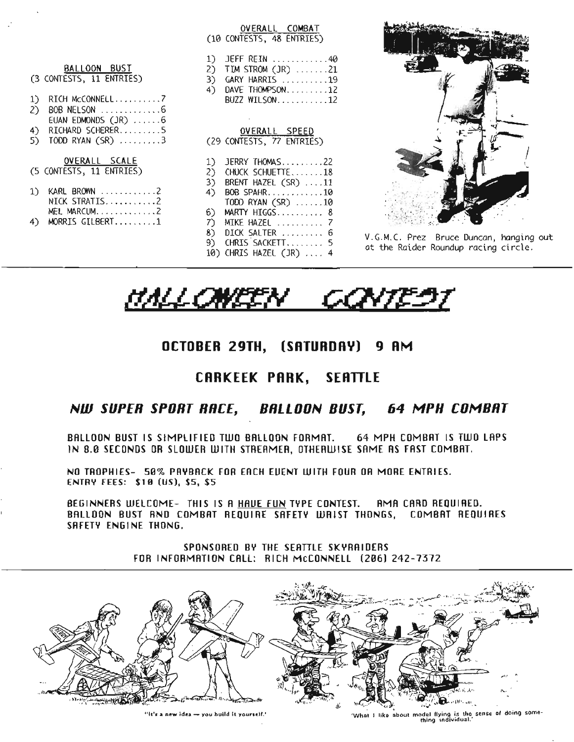### BALLOON BUST
(3 CONTESTS, 11 ENTRIES)

1) RICH McCONNELL..........7
2) BOB NELSON ............6
   EUAN EDMONDS (JR) ......6
4) RICHARD SCHERER.........5
5) TODD RYAN (SR) .........3

### OVERALL SCALE
(5 CONTESTS, 11 ENTRIES)

1) KARL BROWN ............2
   NICK STRATIS...........2
   MEL MARCUM.............2
4) MORRIS GILBERT.........1

### OVERALL COMBAT
(10 CONTESTS, 48 ENTRIES)

1) JEFF REIN ............40
2) TIM STROM (JR) .......21
3) GARY HARRIS ..........19
4) DAVE THOMPSON.........12
   BUZZ WILSON...........12

### OVERALL SPEED
(29 CONTESTS, 77 ENTRIES)

1) JERRY THOMAS.........22
2) CHUCK SCHUETTE.......18
3) BRENT HAZEL (SR) ....11
4) BOB SPAHR............10
   TODD RYAN (SR) ......10
6) MARTY HIGGS.......... 8
7) MIKE HAZEL .......... 7
8) DICK SALTER ......... 6
9) CHRIS SACKETT........ 5
10) CHRIS HAZEL (JR) .... 4

V.G.M.C. Prez Bruce Duncan, hanging out at the Raider Roundup racing circle.

# HALLOWEEN CONTEST

## OCTOBER 29TH, (SATURDAY) 9 AM

## CARKEEK PARK, SEATTLE

### *NW SUPER SPORT RACE, BALLOON BUST, 64 MPH COMBAT*

BALLOON BUST IS SIMPLIFIED TWO BALLOON FORMAT. 64 MPH COMBAT IS TWO LAPS IN 8.0 SECONDS OR SLOWER WITH STREAMER, OTHERWISE SAME AS FAST COMBAT.

NO TROPHIES- 50% PAYBACK FOR EACH EVENT WITH FOUR OR MORE ENTRIES.
ENTRY FEES: $10 (US), $5, $5

BEGINNERS WELCOME- THIS IS A HAVE FUN TYPE CONTEST. AMA CARD REQUIRED. BALLOON BUST AND COMBAT REQUIRE SAFETY WAIST THONGS, COMBAT REQUIRES SAFETY ENGINE THONG.

SPONSORED BY THE SEATTLE SKYRAIDERS
FOR INFORMATION CALL: RICH McCONNELL (206) 242-7372

"It's a new idea — you build it yourself."

"What I like about model flying is the sense of doing something individual."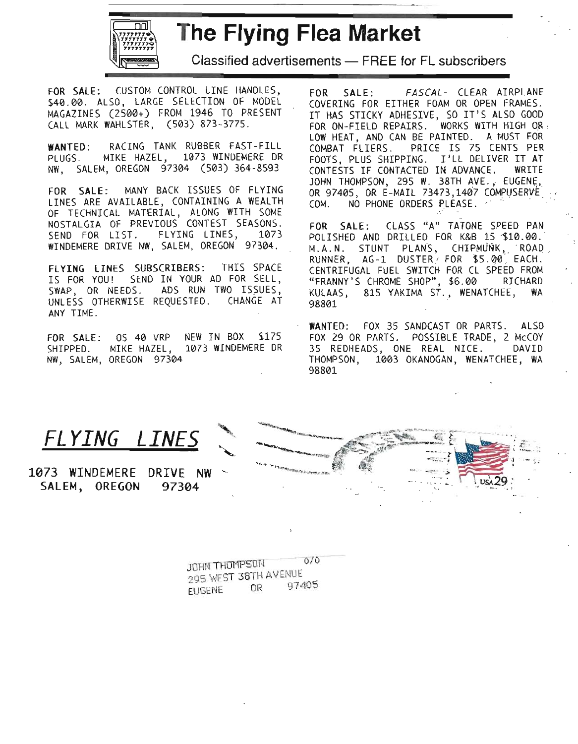# The Flying Flea Market

Classified advertisements — FREE for FL subscribers

**FOR SALE:** CUSTOM CONTROL LINE HANDLES, $40.00. ALSO, LARGE SELECTION OF MODEL MAGAZINES (2500+) FROM 1946 TO PRESENT CALL MARK WAHLSTER, (503) 873-3775.

**WANTED:** RACING TANK RUBBER FAST-FILL PLUGS. MIKE HAZEL, 1073 WINDEMERE DR NW, SALEM, OREGON 97304 (503) 364-8593

**FOR SALE:** MANY BACK ISSUES OF FLYING LINES ARE AVAILABLE, CONTAINING A WEALTH OF TECHNICAL MATERIAL, ALONG WITH SOME NOSTALGIA OF PREVIOUS CONTEST SEASONS. SEND FOR LIST. FLYING LINES, 1073 WINDEMERE DRIVE NW, SALEM, OREGON 97304.

**FLYING LINES SUBSCRIBERS:** THIS SPACE IS FOR YOU! SEND IN YOUR AD FOR SELL, SWAP, OR NEEDS. ADS RUN TWO ISSUES, UNLESS OTHERWISE REQUESTED. CHANGE AT ANY TIME.

**FOR SALE:** OS 40 VRP NEW IN BOX $175 SHIPPED. MIKE HAZEL, 1073 WINDEMERE DR NW, SALEM, OREGON 97304

**FOR SALE:** *FASCAL*- CLEAR AIRPLANE COVERING FOR EITHER FOAM OR OPEN FRAMES. IT HAS STICKY ADHESIVE, SO IT'S ALSO GOOD FOR ON-FIELD REPAIRS. WORKS WITH HIGH OR LOW HEAT, AND CAN BE PAINTED. A MUST FOR COMBAT FLIERS. PRICE IS 75 CENTS PER FOOTS, PLUS SHIPPING. I'LL DELIVER IT AT CONTESTS IF CONTACTED IN ADVANCE. WRITE JOHN THOMPSON, 295 W. 38TH AVE., EUGENE, OR 97405, OR E-MAIL 73473,1407 COMPUSERVE. COM. NO PHONE ORDERS PLEASE.

**FOR SALE:** CLASS "A" TATONE SPEED PAN POLISHED AND DRILLED FOR K&B 15 $10.00. M.A.N. STUNT PLANS, CHIPMUNK, ROAD RUNNER, AG-1 DUSTER FOR $5.00 EACH. CENTRIFUGAL FUEL SWITCH FOR CL SPEED FROM "FRANNY'S CHROME SHOP", $6.00 RICHARD KULAAS, 815 YAKIMA ST., WENATCHEE, WA 98801

**WANTED:** FOX 35 SANDCAST OR PARTS. ALSO FOX 29 OR PARTS. POSSIBLE TRADE, 2 McCOY 35 REDHEADS, ONE REAL NICE. DAVID THOMPSON, 1003 OKANOGAN, WENATCHEE, WA 98801

*FLYING LINES*

1073 WINDEMERE DRIVE NW
SALEM, OREGON 97304

USA 29

JOHN THOMPSON 0/0
295 WEST 38TH AVENUE
EUGENE OR 97405